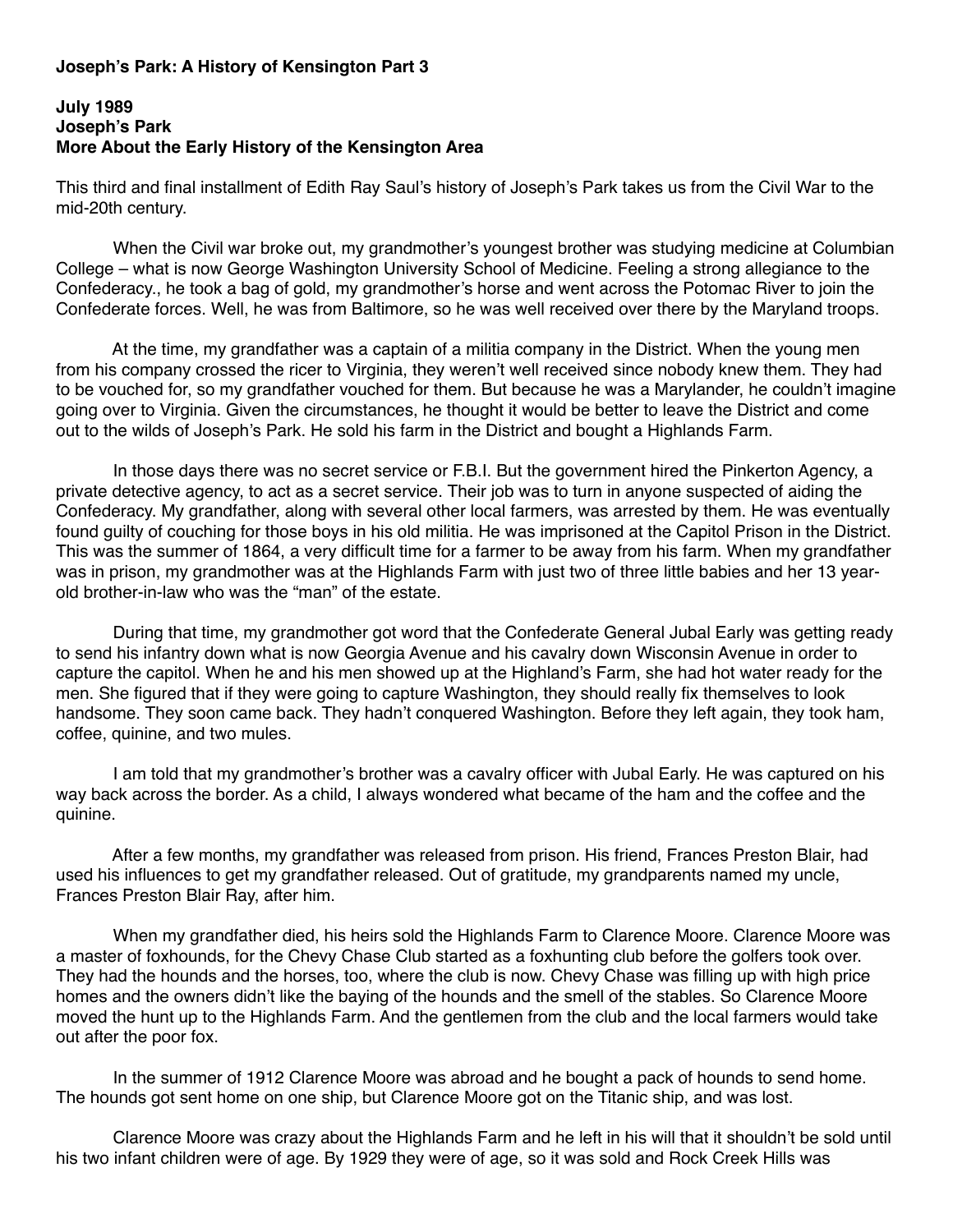**Joseph's Park: A History of Kensington Part 3**

**July 1989**
**Joseph's Park**
**More About the Early History of the Kensington Area**

This third and final installment of Edith Ray Saul's history of Joseph's Park takes us from the Civil War to the mid-20th century.

When the Civil war broke out, my grandmother's youngest brother was studying medicine at Columbian College – what is now George Washington University School of Medicine. Feeling a strong allegiance to the Confederacy., he took a bag of gold, my grandmother's horse and went across the Potomac River to join the Confederate forces. Well, he was from Baltimore, so he was well received over there by the Maryland troops.

At the time, my grandfather was a captain of a militia company in the District. When the young men from his company crossed the ricer to Virginia, they weren't well received since nobody knew them. They had to be vouched for, so my grandfather vouched for them. But because he was a Marylander, he couldn't imagine going over to Virginia. Given the circumstances, he thought it would be better to leave the District and come out to the wilds of Joseph's Park. He sold his farm in the District and bought a Highlands Farm.

In those days there was no secret service or F.B.I. But the government hired the Pinkerton Agency, a private detective agency, to act as a secret service. Their job was to turn in anyone suspected of aiding the Confederacy. My grandfather, along with several other local farmers, was arrested by them. He was eventually found guilty of couching for those boys in his old militia. He was imprisoned at the Capitol Prison in the District. This was the summer of 1864, a very difficult time for a farmer to be away from his farm. When my grandfather was in prison, my grandmother was at the Highlands Farm with just two of three little babies and her 13 year-old brother-in-law who was the "man" of the estate.

During that time, my grandmother got word that the Confederate General Jubal Early was getting ready to send his infantry down what is now Georgia Avenue and his cavalry down Wisconsin Avenue in order to capture the capitol. When he and his men showed up at the Highland's Farm, she had hot water ready for the men. She figured that if they were going to capture Washington, they should really fix themselves to look handsome. They soon came back. They hadn't conquered Washington. Before they left again, they took ham, coffee, quinine, and two mules.

I am told that my grandmother's brother was a cavalry officer with Jubal Early. He was captured on his way back across the border. As a child, I always wondered what became of the ham and the coffee and the quinine.

After a few months, my grandfather was released from prison. His friend, Frances Preston Blair, had used his influences to get my grandfather released. Out of gratitude, my grandparents named my uncle, Frances Preston Blair Ray, after him.

When my grandfather died, his heirs sold the Highlands Farm to Clarence Moore. Clarence Moore was a master of foxhounds, for the Chevy Chase Club started as a foxhunting club before the golfers took over. They had the hounds and the horses, too, where the club is now. Chevy Chase was filling up with high price homes and the owners didn't like the baying of the hounds and the smell of the stables. So Clarence Moore moved the hunt up to the Highlands Farm. And the gentlemen from the club and the local farmers would take out after the poor fox.

In the summer of 1912 Clarence Moore was abroad and he bought a pack of hounds to send home. The hounds got sent home on one ship, but Clarence Moore got on the Titanic ship, and was lost.

Clarence Moore was crazy about the Highlands Farm and he left in his will that it shouldn't be sold until his two infant children were of age. By 1929 they were of age, so it was sold and Rock Creek Hills was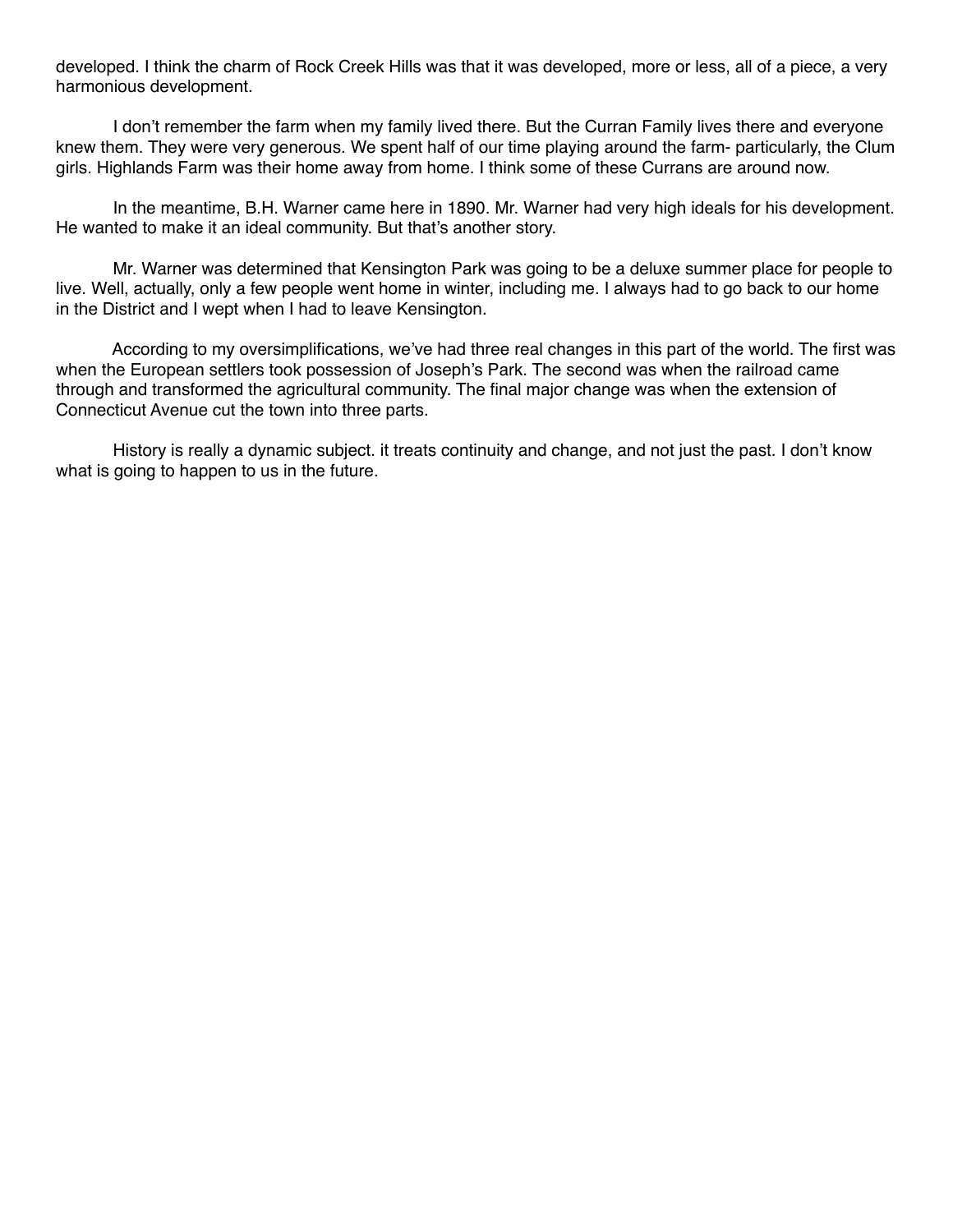developed. I think the charm of Rock Creek Hills was that it was developed, more or less, all of a piece, a very harmonious development.

I don't remember the farm when my family lived there. But the Curran Family lives there and everyone knew them. They were very generous. We spent half of our time playing around the farm- particularly, the Clum girls. Highlands Farm was their home away from home. I think some of these Currans are around now.

In the meantime, B.H. Warner came here in 1890. Mr. Warner had very high ideals for his development. He wanted to make it an ideal community. But that's another story.

Mr. Warner was determined that Kensington Park was going to be a deluxe summer place for people to live. Well, actually, only a few people went home in winter, including me. I always had to go back to our home in the District and I wept when I had to leave Kensington.

According to my oversimplifications, we've had three real changes in this part of the world. The first was when the European settlers took possession of Joseph's Park. The second was when the railroad came through and transformed the agricultural community. The final major change was when the extension of Connecticut Avenue cut the town into three parts.

History is really a dynamic subject. it treats continuity and change, and not just the past. I don't know what is going to happen to us in the future.